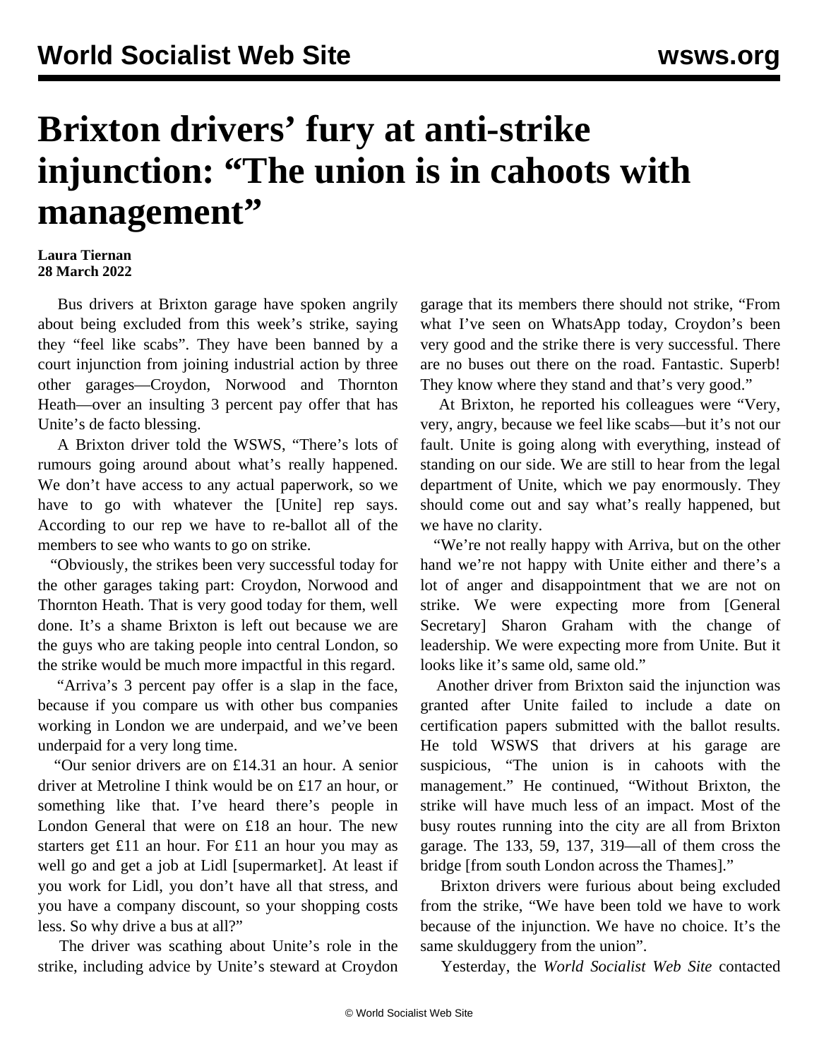# Brixton drivers' fury at anti-strike injunction: "The union is in cahoots with management"

**Laura Tiernan**
**28 March 2022**

Bus drivers at Brixton garage have spoken angrily about being excluded from this week's strike, saying they "feel like scabs". They have been banned by a court injunction from joining industrial action by three other garages—Croydon, Norwood and Thornton Heath—over an insulting 3 percent pay offer that has Unite's de facto blessing.

A Brixton driver told the WSWS, "There's lots of rumours going around about what's really happened. We don't have access to any actual paperwork, so we have to go with whatever the [Unite] rep says. According to our rep we have to re-ballot all of the members to see who wants to go on strike.

"Obviously, the strikes been very successful today for the other garages taking part: Croydon, Norwood and Thornton Heath. That is very good today for them, well done. It's a shame Brixton is left out because we are the guys who are taking people into central London, so the strike would be much more impactful in this regard.

"Arriva's 3 percent pay offer is a slap in the face, because if you compare us with other bus companies working in London we are underpaid, and we've been underpaid for a very long time.

"Our senior drivers are on £14.31 an hour. A senior driver at Metroline I think would be on £17 an hour, or something like that. I've heard there's people in London General that were on £18 an hour. The new starters get £11 an hour. For £11 an hour you may as well go and get a job at Lidl [supermarket]. At least if you work for Lidl, you don't have all that stress, and you have a company discount, so your shopping costs less. So why drive a bus at all?"

The driver was scathing about Unite's role in the strike, including advice by Unite's steward at Croydon garage that its members there should not strike, "From what I've seen on WhatsApp today, Croydon's been very good and the strike there is very successful. There are no buses out there on the road. Fantastic. Superb! They know where they stand and that's very good."

At Brixton, he reported his colleagues were "Very, very, angry, because we feel like scabs—but it's not our fault. Unite is going along with everything, instead of standing on our side. We are still to hear from the legal department of Unite, which we pay enormously. They should come out and say what's really happened, but we have no clarity.

"We're not really happy with Arriva, but on the other hand we're not happy with Unite either and there's a lot of anger and disappointment that we are not on strike. We were expecting more from [General Secretary] Sharon Graham with the change of leadership. We were expecting more from Unite. But it looks like it's same old, same old."

Another driver from Brixton said the injunction was granted after Unite failed to include a date on certification papers submitted with the ballot results. He told WSWS that drivers at his garage are suspicious, "The union is in cahoots with the management." He continued, "Without Brixton, the strike will have much less of an impact. Most of the busy routes running into the city are all from Brixton garage. The 133, 59, 137, 319—all of them cross the bridge [from south London across the Thames]."

Brixton drivers were furious about being excluded from the strike, "We have been told we have to work because of the injunction. We have no choice. It's the same skulduggery from the union".

Yesterday, the *World Socialist Web Site* contacted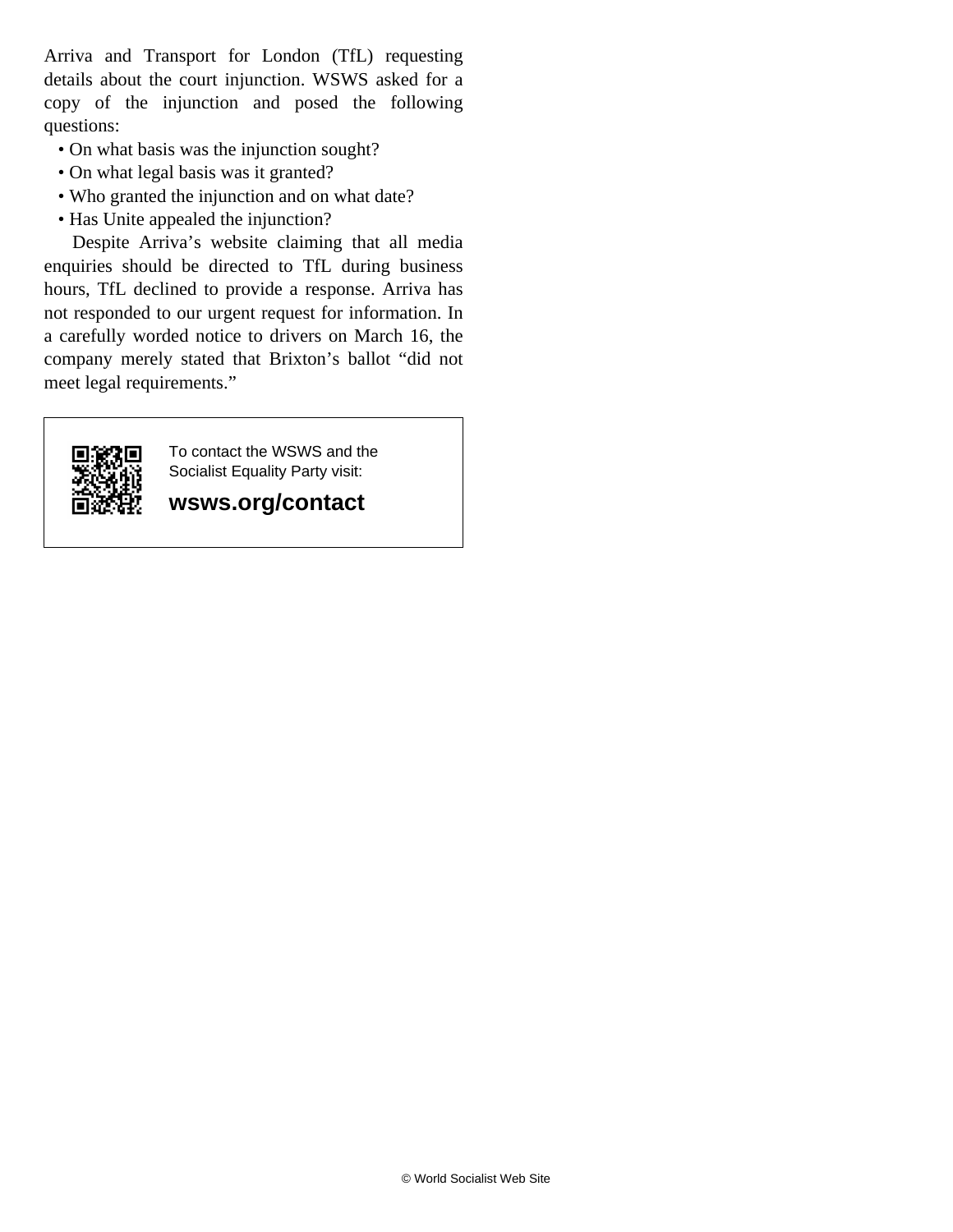Arriva and Transport for London (TfL) requesting details about the court injunction. WSWS asked for a copy of the injunction and posed the following questions:

- On what basis was the injunction sought?
- On what legal basis was it granted?
- Who granted the injunction and on what date?
- Has Unite appealed the injunction?

Despite Arriva's website claiming that all media enquiries should be directed to TfL during business hours, TfL declined to provide a response. Arriva has not responded to our urgent request for information. In a carefully worded notice to drivers on March 16, the company merely stated that Brixton's ballot "did not meet legal requirements."

To contact the WSWS and the Socialist Equality Party visit:

**wsws.org/contact**